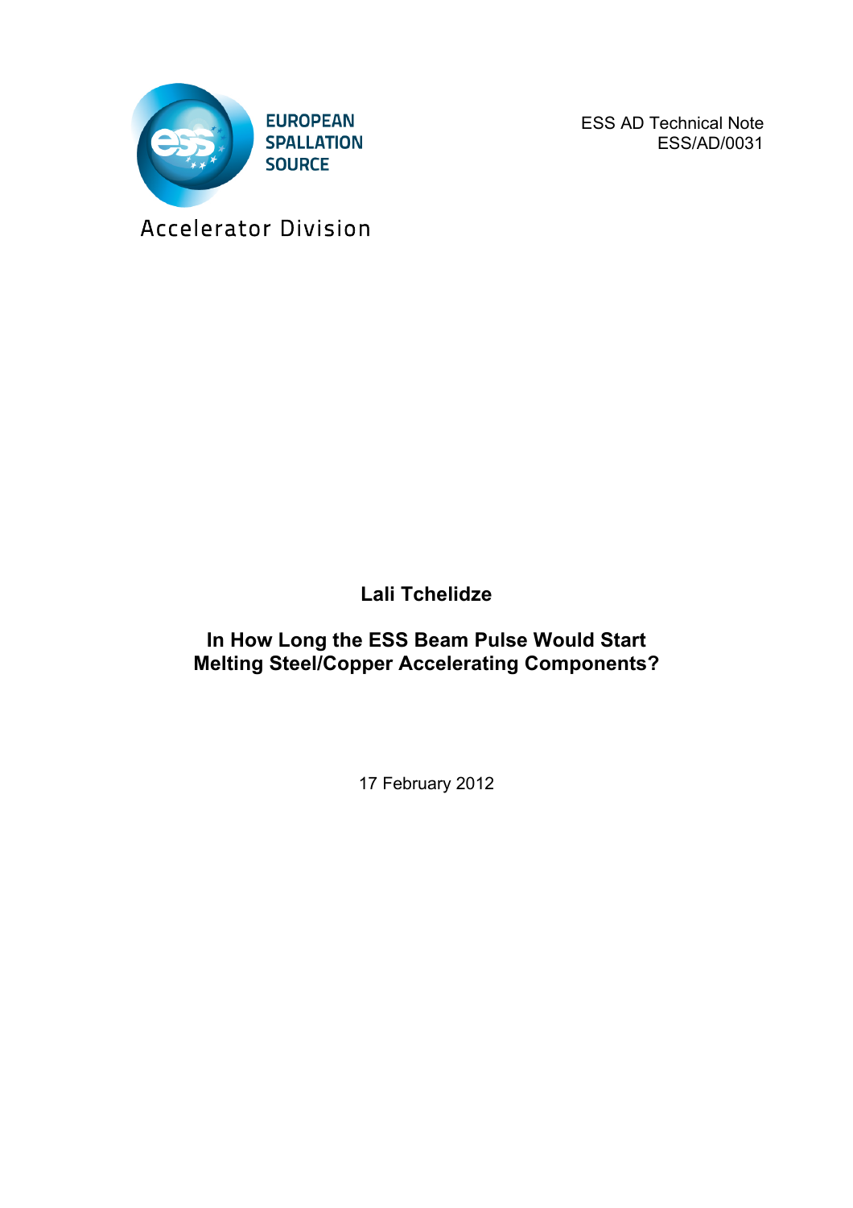EUROPEAN
SPALLATION
SOURCE

Accelerator Division

ESS AD Technical Note
ESS/AD/0031

**Lali Tchelidze**

# In How Long the ESS Beam Pulse Would Start Melting Steel/Copper Accelerating Components?

17 February 2012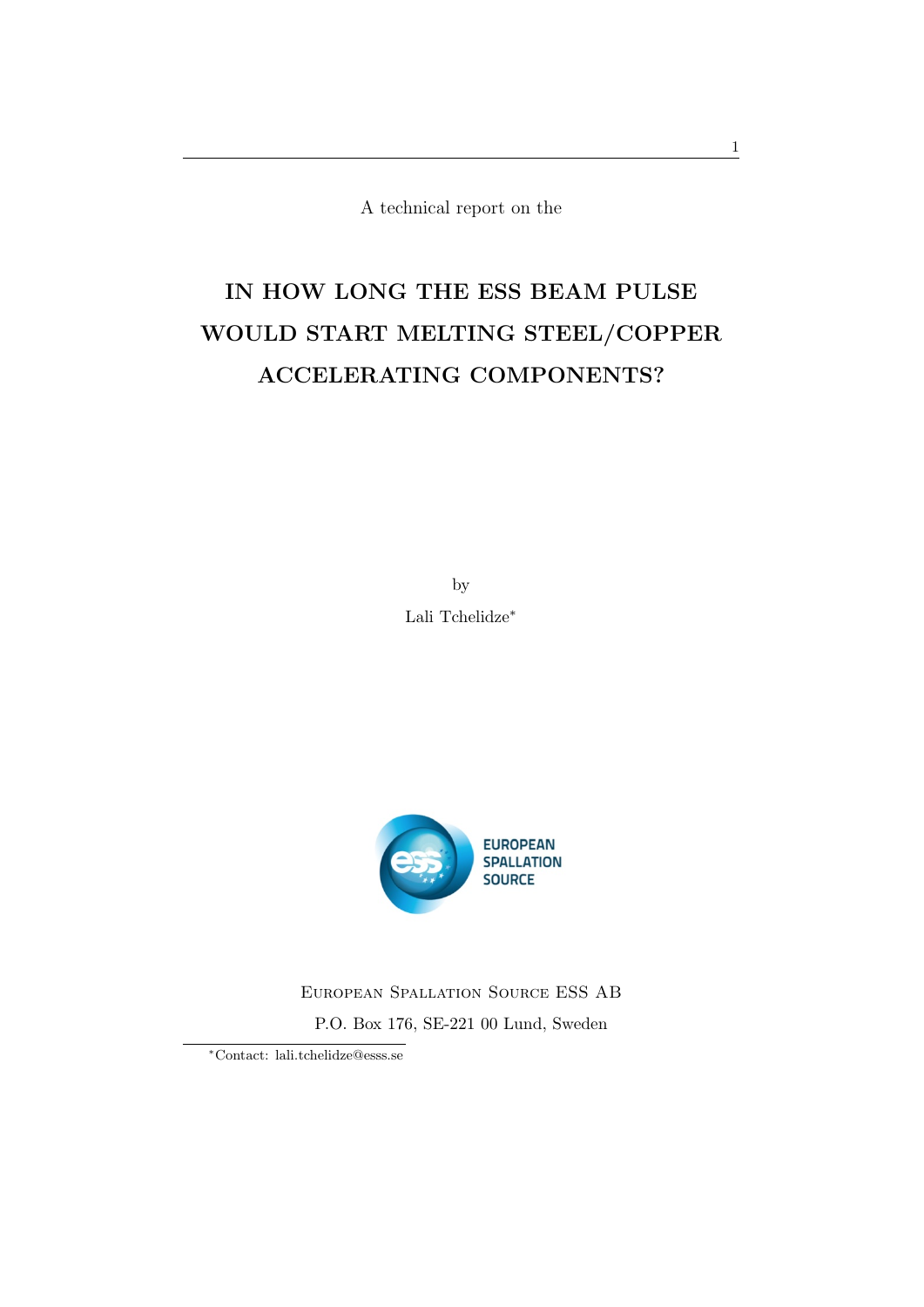A technical report on the

# IN HOW LONG THE ESS BEAM PULSE WOULD START MELTING STEEL/COPPER ACCELERATING COMPONENTS?

by

Lali Tchelidze*

European Spallation Source ESS AB

P.O. Box 176, SE-221 00 Lund, Sweden

*Contact: lali.tchelidze@esss.se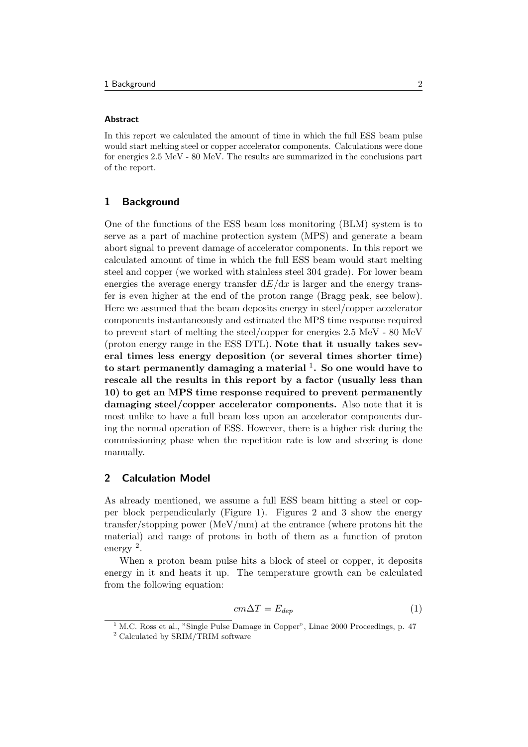#### Abstract

In this report we calculated the amount of time in which the full ESS beam pulse would start melting steel or copper accelerator components. Calculations were done for energies 2.5 MeV - 80 MeV. The results are summarized in the conclusions part of the report.

## 1 Background

One of the functions of the ESS beam loss monitoring (BLM) system is to serve as a part of machine protection system (MPS) and generate a beam abort signal to prevent damage of accelerator components. In this report we calculated amount of time in which the full ESS beam would start melting steel and copper (we worked with stainless steel 304 grade). For lower beam energies the average energy transfer $\mathrm{d}E/\mathrm{d}x$ is larger and the energy transfer is even higher at the end of the proton range (Bragg peak, see below). Here we assumed that the beam deposits energy in steel/copper accelerator components instantaneously and estimated the MPS time response required to prevent start of melting the steel/copper for energies 2.5 MeV - 80 MeV (proton energy range in the ESS DTL). **Note that it usually takes several times less energy deposition (or several times shorter time) to start permanently damaging a material [1]. So one would have to rescale all the results in this report by a factor (usually less than 10) to get an MPS time response required to prevent permanently damaging steel/copper accelerator components.** Also note that it is most unlike to have a full beam loss upon an accelerator components during the normal operation of ESS. However, there is a higher risk during the commissioning phase when the repetition rate is low and steering is done manually.

## 2 Calculation Model

As already mentioned, we assume a full ESS beam hitting a steel or copper block perpendicularly (Figure 1). Figures 2 and 3 show the energy transfer/stopping power (MeV/mm) at the entrance (where protons hit the material) and range of protons in both of them as a function of proton energy [2].

When a proton beam pulse hits a block of steel or copper, it deposits energy in it and heats it up. The temperature growth can be calculated from the following equation:

$$cm\Delta T = E_{dep} \tag{1}$$

[1] M.C. Ross et al., "Single Pulse Damage in Copper", Linac 2000 Proceedings, p. 47

[2] Calculated by SRIM/TRIM software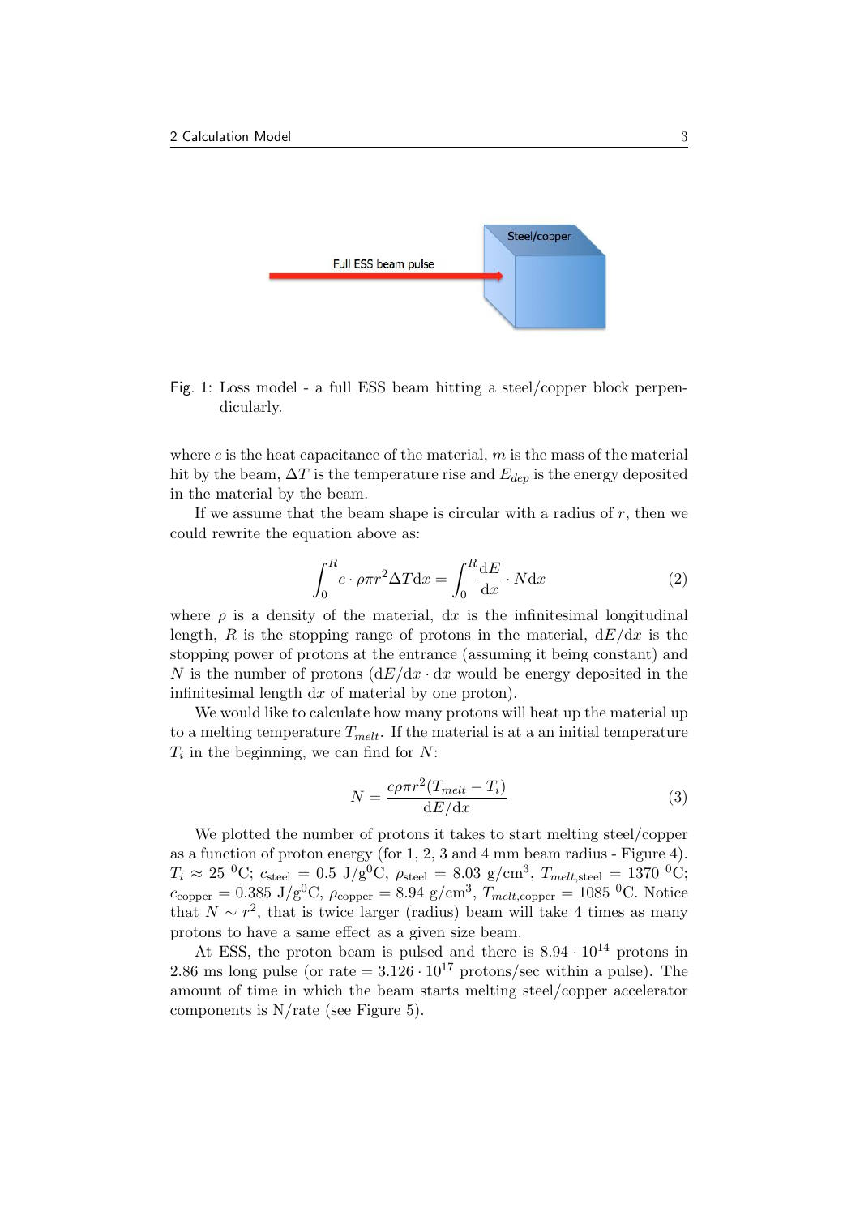Fig. 1: Loss model - a full ESS beam hitting a steel/copper block perpendicularly.

where $c$ is the heat capacitance of the material, $m$ is the mass of the material hit by the beam, $\Delta T$ is the temperature rise and $E_{dep}$ is the energy deposited in the material by the beam.

If we assume that the beam shape is circular with a radius of $r$, then we could rewrite the equation above as:

$$\int_0^R c \cdot \rho \pi r^2 \Delta T \mathrm{d}x = \int_0^R \frac{\mathrm{d}E}{\mathrm{d}x} \cdot N \mathrm{d}x \tag{2}$$

where $\rho$ is a density of the material, $\mathrm{d}x$ is the infinitesimal longitudinal length, $R$ is the stopping range of protons in the material, $\mathrm{d}E/\mathrm{d}x$ is the stopping power of protons at the entrance (assuming it being constant) and $N$ is the number of protons ($\mathrm{d}E/\mathrm{d}x \cdot \mathrm{d}x$ would be energy deposited in the infinitesimal length $\mathrm{d}x$ of material by one proton).

We would like to calculate how many protons will heat up the material up to a melting temperature $T_{melt}$. If the material is at a an initial temperature $T_i$ in the beginning, we can find for $N$:

$$N = \frac{c \rho \pi r^2 (T_{melt} - T_i)}{\mathrm{d}E/\mathrm{d}x} \tag{3}$$

We plotted the number of protons it takes to start melting steel/copper as a function of proton energy (for 1, 2, 3 and 4 mm beam radius - Figure 4). $T_i \approx 25\ ^0\mathrm{C}$; $c_{\mathrm{steel}} = 0.5\ \mathrm{J/g^0C}$, $\rho_{\mathrm{steel}} = 8.03\ \mathrm{g/cm^3}$, $T_{melt,\mathrm{steel}} = 1370\ ^0\mathrm{C}$; $c_{\mathrm{copper}} = 0.385\ \mathrm{J/g^0C}$, $\rho_{\mathrm{copper}} = 8.94\ \mathrm{g/cm^3}$, $T_{melt,\mathrm{copper}} = 1085\ ^0\mathrm{C}$. Notice that $N \sim r^2$, that is twice larger (radius) beam will take 4 times as many protons to have a same effect as a given size beam.

At ESS, the proton beam is pulsed and there is $8.94 \cdot 10^{14}$ protons in 2.86 ms long pulse (or rate $= 3.126 \cdot 10^{17}$ protons/sec within a pulse). The amount of time in which the beam starts melting steel/copper accelerator components is N/rate (see Figure 5).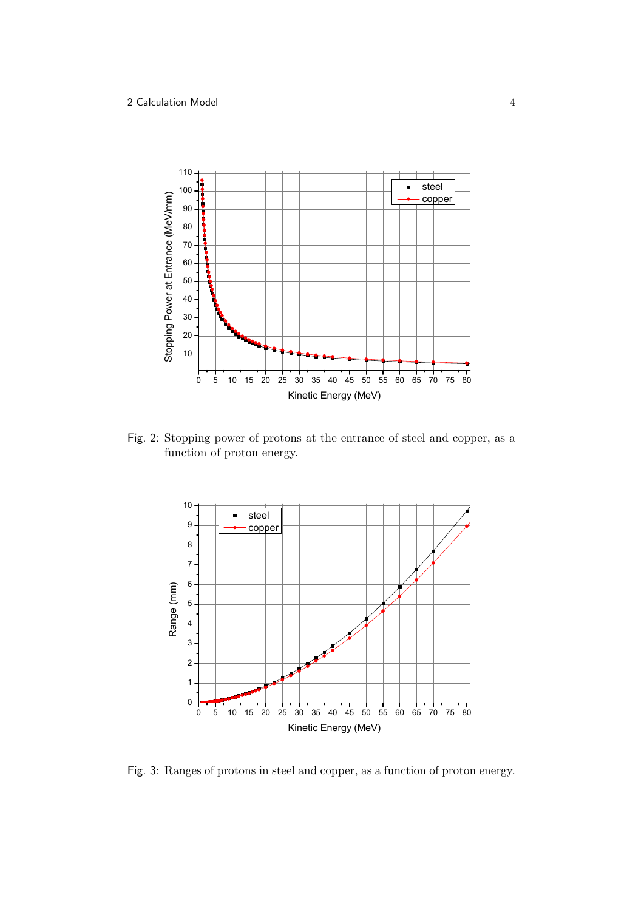Fig. 2: Stopping power of protons at the entrance of steel and copper, as a function of proton energy.

Fig. 3: Ranges of protons in steel and copper, as a function of proton energy.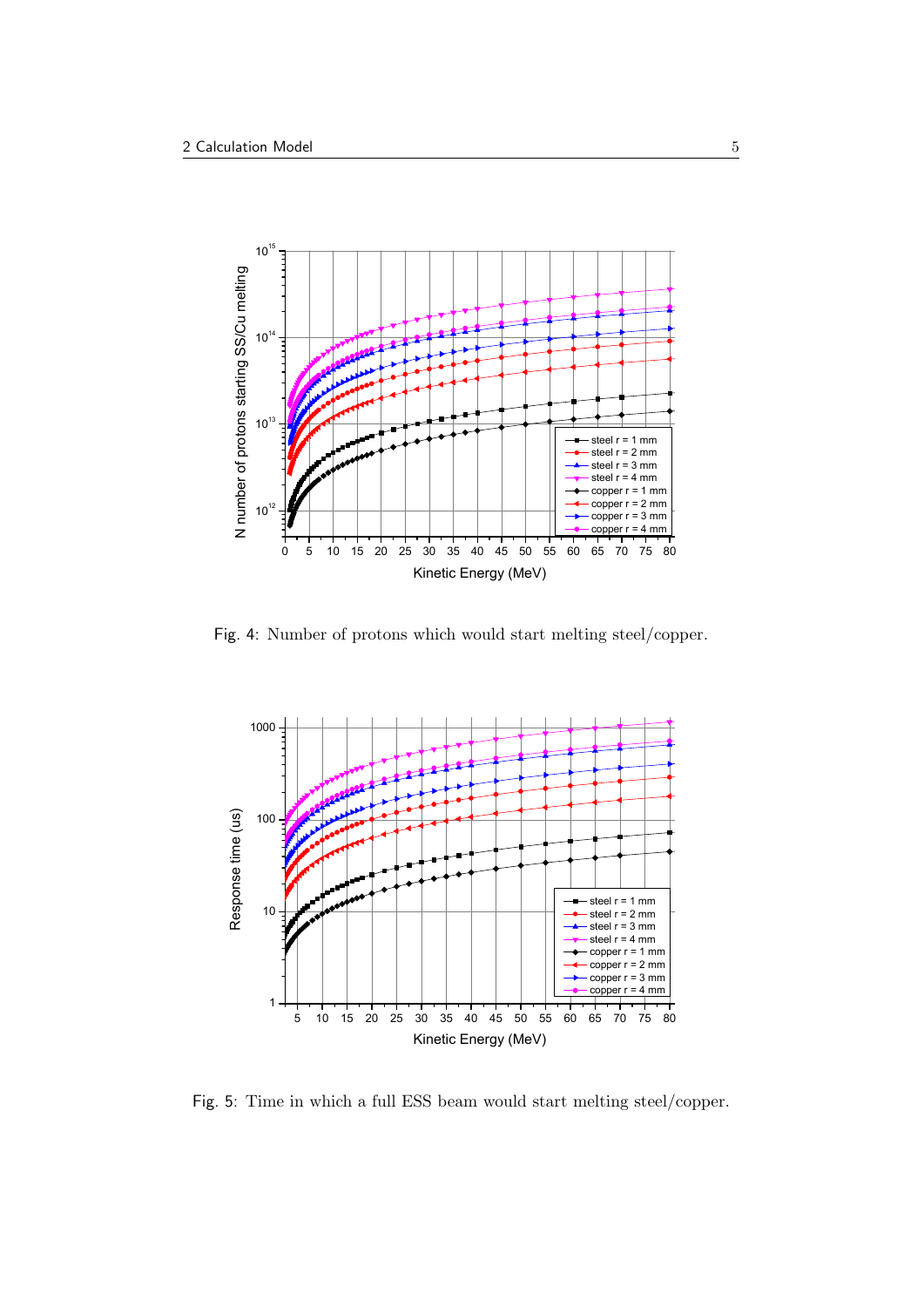Fig. 4: Number of protons which would start melting steel/copper.

Fig. 5: Time in which a full ESS beam would start melting steel/copper.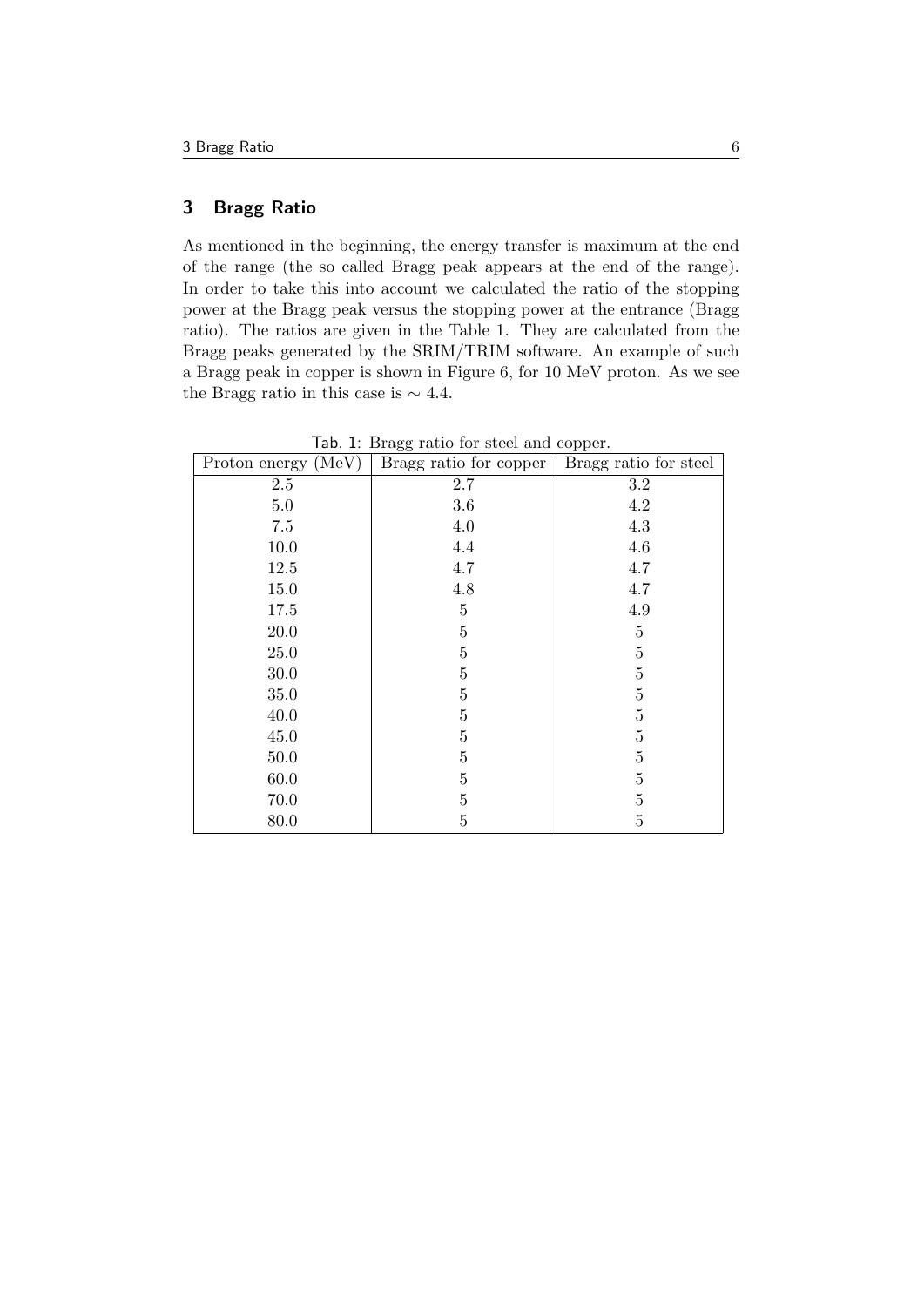## 3 Bragg Ratio

As mentioned in the beginning, the energy transfer is maximum at the end of the range (the so called Bragg peak appears at the end of the range). In order to take this into account we calculated the ratio of the stopping power at the Bragg peak versus the stopping power at the entrance (Bragg ratio). The ratios are given in the Table 1. They are calculated from the Bragg peaks generated by the SRIM/TRIM software. An example of such a Bragg peak in copper is shown in Figure 6, for 10 MeV proton. As we see the Bragg ratio in this case is $\sim 4.4$.

Tab. 1: Bragg ratio for steel and copper.

| Proton energy (MeV) | Bragg ratio for copper | Bragg ratio for steel |
| --- | --- | --- |
| 2.5 | 2.7 | 3.2 |
| 5.0 | 3.6 | 4.2 |
| 7.5 | 4.0 | 4.3 |
| 10.0 | 4.4 | 4.6 |
| 12.5 | 4.7 | 4.7 |
| 15.0 | 4.8 | 4.7 |
| 17.5 | 5 | 4.9 |
| 20.0 | 5 | 5 |
| 25.0 | 5 | 5 |
| 30.0 | 5 | 5 |
| 35.0 | 5 | 5 |
| 40.0 | 5 | 5 |
| 45.0 | 5 | 5 |
| 50.0 | 5 | 5 |
| 60.0 | 5 | 5 |
| 70.0 | 5 | 5 |
| 80.0 | 5 | 5 |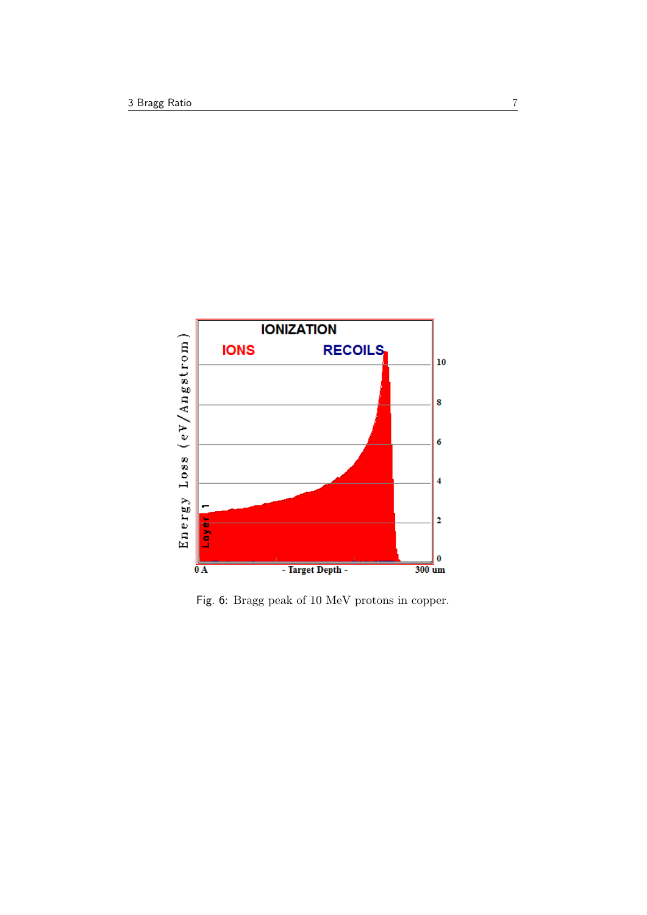Fig. 6: Bragg peak of 10 MeV protons in copper.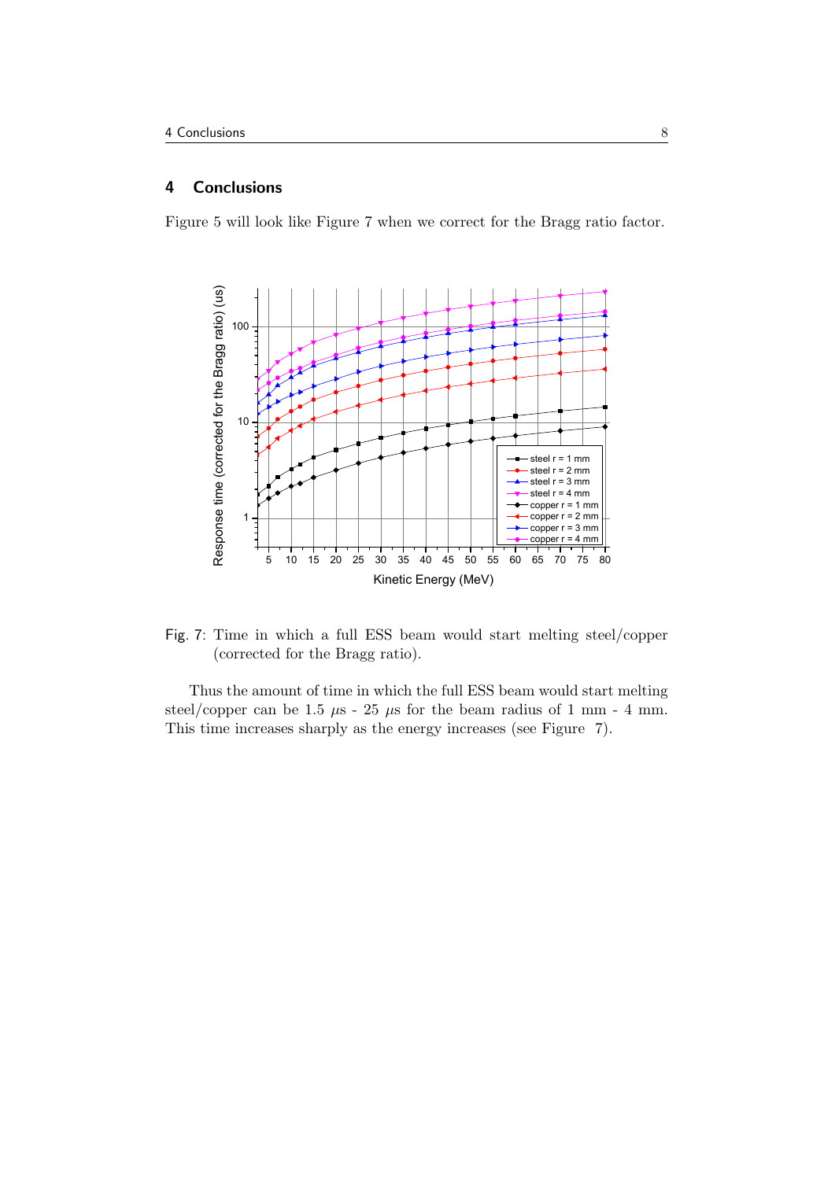# 4 Conclusions

Figure 5 will look like Figure 7 when we correct for the Bragg ratio factor.

Response time (corrected for the Bragg ratio) (us)

100

10

1

5 10 15 20 25 30 35 40 45 50 55 60 65 70 75 80

Kinetic Energy (MeV)

steel r = 1 mm
steel r = 2 mm
steel r = 3 mm
steel r = 4 mm
copper r = 1 mm
copper r = 2 mm
copper r = 3 mm
copper r = 4 mm

Fig. 7: Time in which a full ESS beam would start melting steel/copper (corrected for the Bragg ratio).

Thus the amount of time in which the full ESS beam would start melting steel/copper can be 1.5 $\mu$s - 25 $\mu$s for the beam radius of 1 mm - 4 mm. This time increases sharply as the energy increases (see Figure 7).